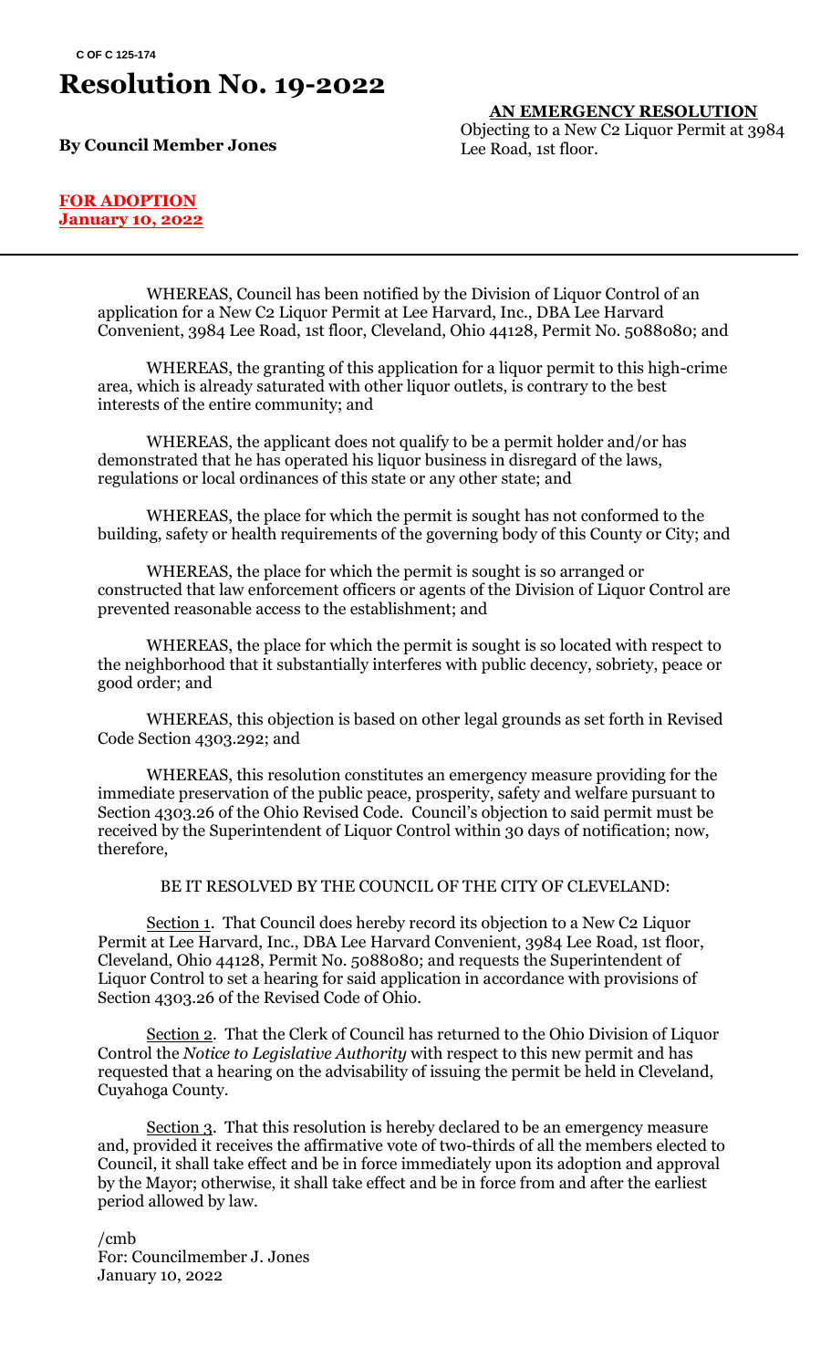**C OF C 125-174**

# Resolution No. 19-2022

**By Council Member Jones**

**AN EMERGENCY RESOLUTION**

Objecting to a New C2 Liquor Permit at 3984 Lee Road, 1st floor.

**FOR ADOPTION**
**January 10, 2022**

---

WHEREAS, Council has been notified by the Division of Liquor Control of an application for a New C2 Liquor Permit at Lee Harvard, Inc., DBA Lee Harvard Convenient, 3984 Lee Road, 1st floor, Cleveland, Ohio 44128, Permit No. 5088080; and

WHEREAS, the granting of this application for a liquor permit to this high-crime area, which is already saturated with other liquor outlets, is contrary to the best interests of the entire community; and

WHEREAS, the applicant does not qualify to be a permit holder and/or has demonstrated that he has operated his liquor business in disregard of the laws, regulations or local ordinances of this state or any other state; and

WHEREAS, the place for which the permit is sought has not conformed to the building, safety or health requirements of the governing body of this County or City; and

WHEREAS, the place for which the permit is sought is so arranged or constructed that law enforcement officers or agents of the Division of Liquor Control are prevented reasonable access to the establishment; and

WHEREAS, the place for which the permit is sought is so located with respect to the neighborhood that it substantially interferes with public decency, sobriety, peace or good order; and

WHEREAS, this objection is based on other legal grounds as set forth in Revised Code Section 4303.292; and

WHEREAS, this resolution constitutes an emergency measure providing for the immediate preservation of the public peace, prosperity, safety and welfare pursuant to Section 4303.26 of the Ohio Revised Code. Council's objection to said permit must be received by the Superintendent of Liquor Control within 30 days of notification; now, therefore,

BE IT RESOLVED BY THE COUNCIL OF THE CITY OF CLEVELAND:

Section 1. That Council does hereby record its objection to a New C2 Liquor Permit at Lee Harvard, Inc., DBA Lee Harvard Convenient, 3984 Lee Road, 1st floor, Cleveland, Ohio 44128, Permit No. 5088080; and requests the Superintendent of Liquor Control to set a hearing for said application in accordance with provisions of Section 4303.26 of the Revised Code of Ohio.

Section 2. That the Clerk of Council has returned to the Ohio Division of Liquor Control the *Notice to Legislative Authority* with respect to this new permit and has requested that a hearing on the advisability of issuing the permit be held in Cleveland, Cuyahoga County.

Section 3. That this resolution is hereby declared to be an emergency measure and, provided it receives the affirmative vote of two-thirds of all the members elected to Council, it shall take effect and be in force immediately upon its adoption and approval by the Mayor; otherwise, it shall take effect and be in force from and after the earliest period allowed by law.

/cmb
For: Councilmember J. Jones
January 10, 2022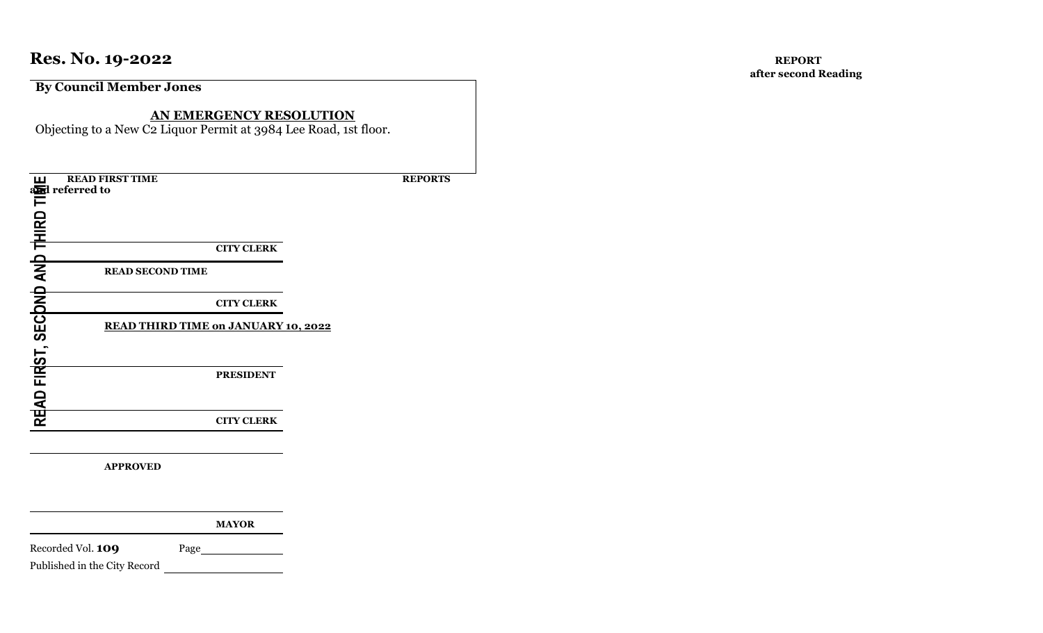# Res. No. 19-2022

**REPORT**
**after second Reading**

**By Council Member Jones**

**AN EMERGENCY RESOLUTION**

Objecting to a New C2 Liquor Permit at 3984 Lee Road, 1st floor.

**READ FIRST, SECOND AND THIRD TIME**

**READ FIRST TIME**
**and referred to**

**REPORTS**

**CITY CLERK**

**READ SECOND TIME**

**CITY CLERK**

**READ THIRD TIME on JANUARY 10, 2022**

**PRESIDENT**

**CITY CLERK**

**APPROVED**

**MAYOR**

Recorded Vol. **109** Page

Published in the City Record